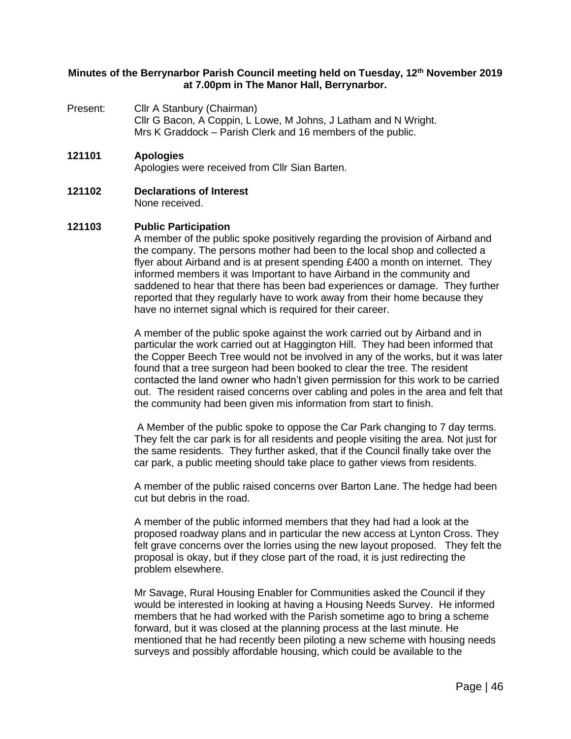**Minutes of the Berrynarbor Parish Council meeting held on Tuesday, 12th November 2019 at 7.00pm in The Manor Hall, Berrynarbor.**

Present: Cllr A Stanbury (Chairman)
Cllr G Bacon, A Coppin, L Lowe, M Johns, J Latham and N Wright.
Mrs K Graddock – Parish Clerk and 16 members of the public.

**121101 Apologies**

Apologies were received from Cllr Sian Barten.

**121102 Declarations of Interest**

None received.

**121103 Public Participation**

A member of the public spoke positively regarding the provision of Airband and the company. The persons mother had been to the local shop and collected a flyer about Airband and is at present spending £400 a month on internet. They informed members it was Important to have Airband in the community and saddened to hear that there has been bad experiences or damage. They further reported that they regularly have to work away from their home because they have no internet signal which is required for their career.

A member of the public spoke against the work carried out by Airband and in particular the work carried out at Haggington Hill. They had been informed that the Copper Beech Tree would not be involved in any of the works, but it was later found that a tree surgeon had been booked to clear the tree. The resident contacted the land owner who hadn't given permission for this work to be carried out. The resident raised concerns over cabling and poles in the area and felt that the community had been given mis information from start to finish.

A Member of the public spoke to oppose the Car Park changing to 7 day terms. They felt the car park is for all residents and people visiting the area. Not just for the same residents. They further asked, that if the Council finally take over the car park, a public meeting should take place to gather views from residents.

A member of the public raised concerns over Barton Lane. The hedge had been cut but debris in the road.

A member of the public informed members that they had had a look at the proposed roadway plans and in particular the new access at Lynton Cross. They felt grave concerns over the lorries using the new layout proposed. They felt the proposal is okay, but if they close part of the road, it is just redirecting the problem elsewhere.

Mr Savage, Rural Housing Enabler for Communities asked the Council if they would be interested in looking at having a Housing Needs Survey. He informed members that he had worked with the Parish sometime ago to bring a scheme forward, but it was closed at the planning process at the last minute. He mentioned that he had recently been piloting a new scheme with housing needs surveys and possibly affordable housing, which could be available to the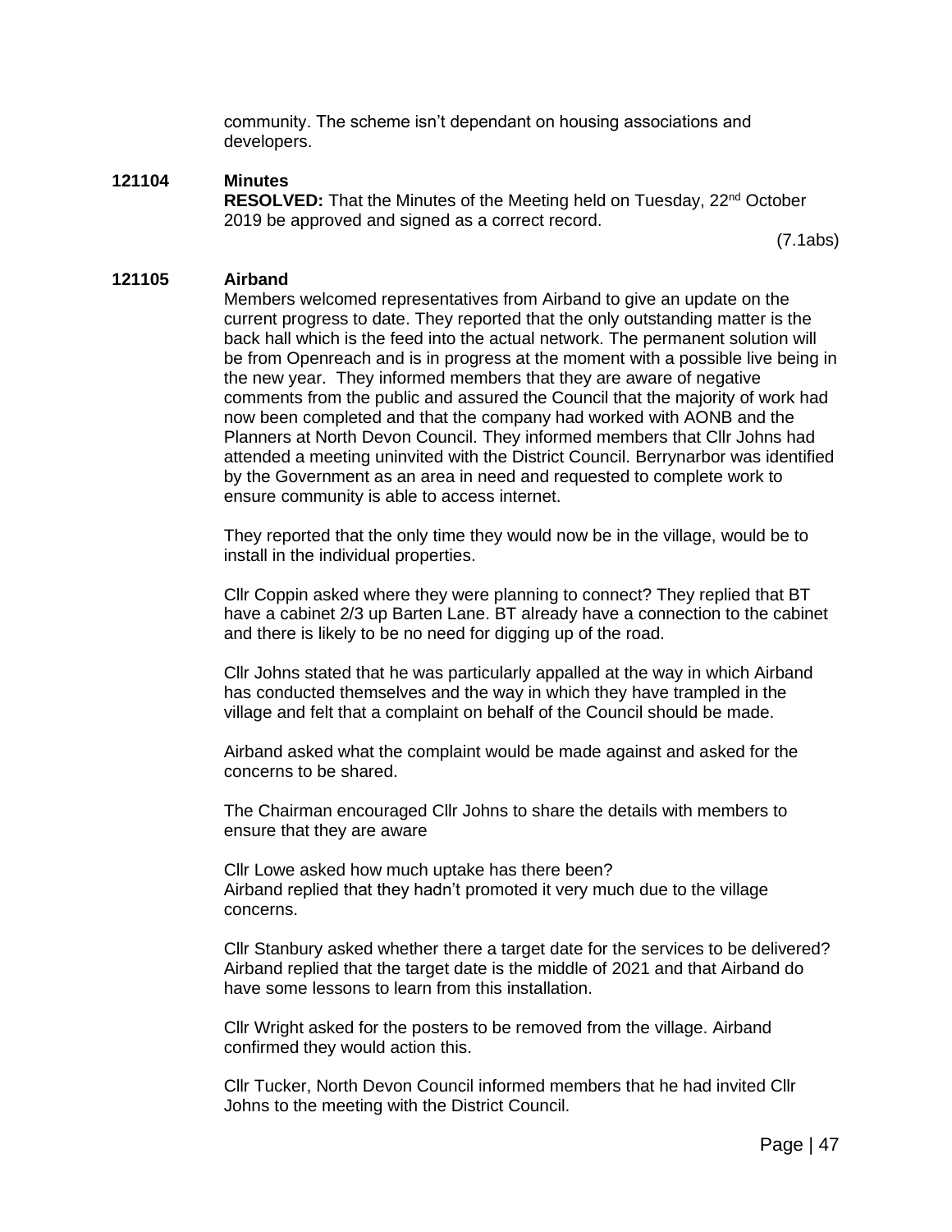community. The scheme isn't dependant on housing associations and developers.

**121104 Minutes**

**RESOLVED:** That the Minutes of the Meeting held on Tuesday, 22nd October 2019 be approved and signed as a correct record.

(7.1abs)

**121105 Airband**

Members welcomed representatives from Airband to give an update on the current progress to date. They reported that the only outstanding matter is the back hall which is the feed into the actual network. The permanent solution will be from Openreach and is in progress at the moment with a possible live being in the new year. They informed members that they are aware of negative comments from the public and assured the Council that the majority of work had now been completed and that the company had worked with AONB and the Planners at North Devon Council. They informed members that Cllr Johns had attended a meeting uninvited with the District Council. Berrynarbor was identified by the Government as an area in need and requested to complete work to ensure community is able to access internet.

They reported that the only time they would now be in the village, would be to install in the individual properties.

Cllr Coppin asked where they were planning to connect? They replied that BT have a cabinet 2/3 up Barten Lane. BT already have a connection to the cabinet and there is likely to be no need for digging up of the road.

Cllr Johns stated that he was particularly appalled at the way in which Airband has conducted themselves and the way in which they have trampled in the village and felt that a complaint on behalf of the Council should be made.

Airband asked what the complaint would be made against and asked for the concerns to be shared.

The Chairman encouraged Cllr Johns to share the details with members to ensure that they are aware

Cllr Lowe asked how much uptake has there been?
Airband replied that they hadn't promoted it very much due to the village concerns.

Cllr Stanbury asked whether there a target date for the services to be delivered? Airband replied that the target date is the middle of 2021 and that Airband do have some lessons to learn from this installation.

Cllr Wright asked for the posters to be removed from the village. Airband confirmed they would action this.

Cllr Tucker, North Devon Council informed members that he had invited Cllr Johns to the meeting with the District Council.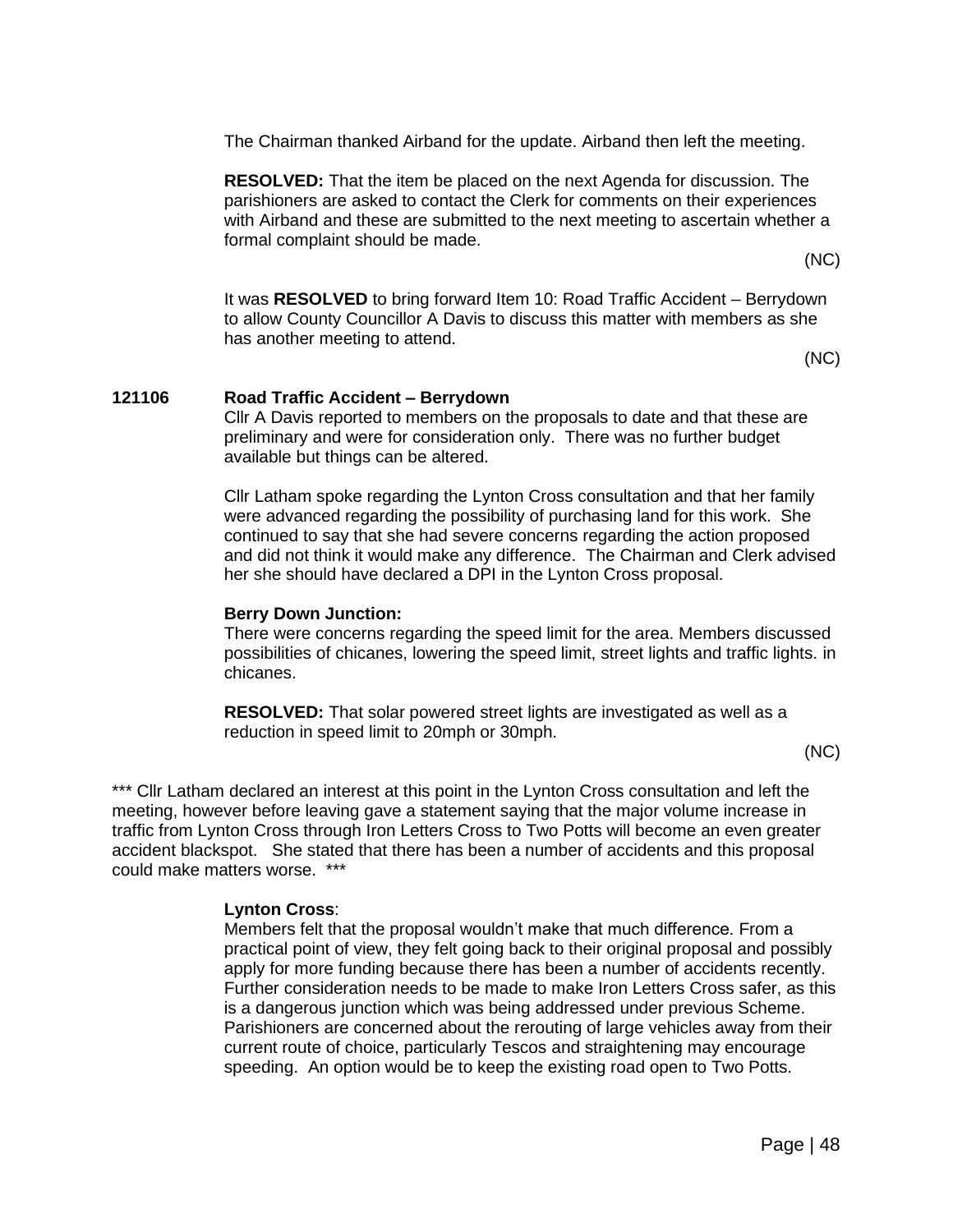The Chairman thanked Airband for the update. Airband then left the meeting.

**RESOLVED:** That the item be placed on the next Agenda for discussion. The parishioners are asked to contact the Clerk for comments on their experiences with Airband and these are submitted to the next meeting to ascertain whether a formal complaint should be made.

(NC)

It was **RESOLVED** to bring forward Item 10: Road Traffic Accident – Berrydown to allow County Councillor A Davis to discuss this matter with members as she has another meeting to attend.

(NC)

**121106 Road Traffic Accident – Berrydown**

Cllr A Davis reported to members on the proposals to date and that these are preliminary and were for consideration only. There was no further budget available but things can be altered.

Cllr Latham spoke regarding the Lynton Cross consultation and that her family were advanced regarding the possibility of purchasing land for this work. She continued to say that she had severe concerns regarding the action proposed and did not think it would make any difference. The Chairman and Clerk advised her she should have declared a DPI in the Lynton Cross proposal.

**Berry Down Junction:**

There were concerns regarding the speed limit for the area. Members discussed possibilities of chicanes, lowering the speed limit, street lights and traffic lights. in chicanes.

**RESOLVED:** That solar powered street lights are investigated as well as a reduction in speed limit to 20mph or 30mph.

(NC)

*** Cllr Latham declared an interest at this point in the Lynton Cross consultation and left the meeting, however before leaving gave a statement saying that the major volume increase in traffic from Lynton Cross through Iron Letters Cross to Two Potts will become an even greater accident blackspot. She stated that there has been a number of accidents and this proposal could make matters worse. ***

**Lynton Cross**:

Members felt that the proposal wouldn't make that much difference. From a practical point of view, they felt going back to their original proposal and possibly apply for more funding because there has been a number of accidents recently. Further consideration needs to be made to make Iron Letters Cross safer, as this is a dangerous junction which was being addressed under previous Scheme. Parishioners are concerned about the rerouting of large vehicles away from their current route of choice, particularly Tescos and straightening may encourage speeding. An option would be to keep the existing road open to Two Potts.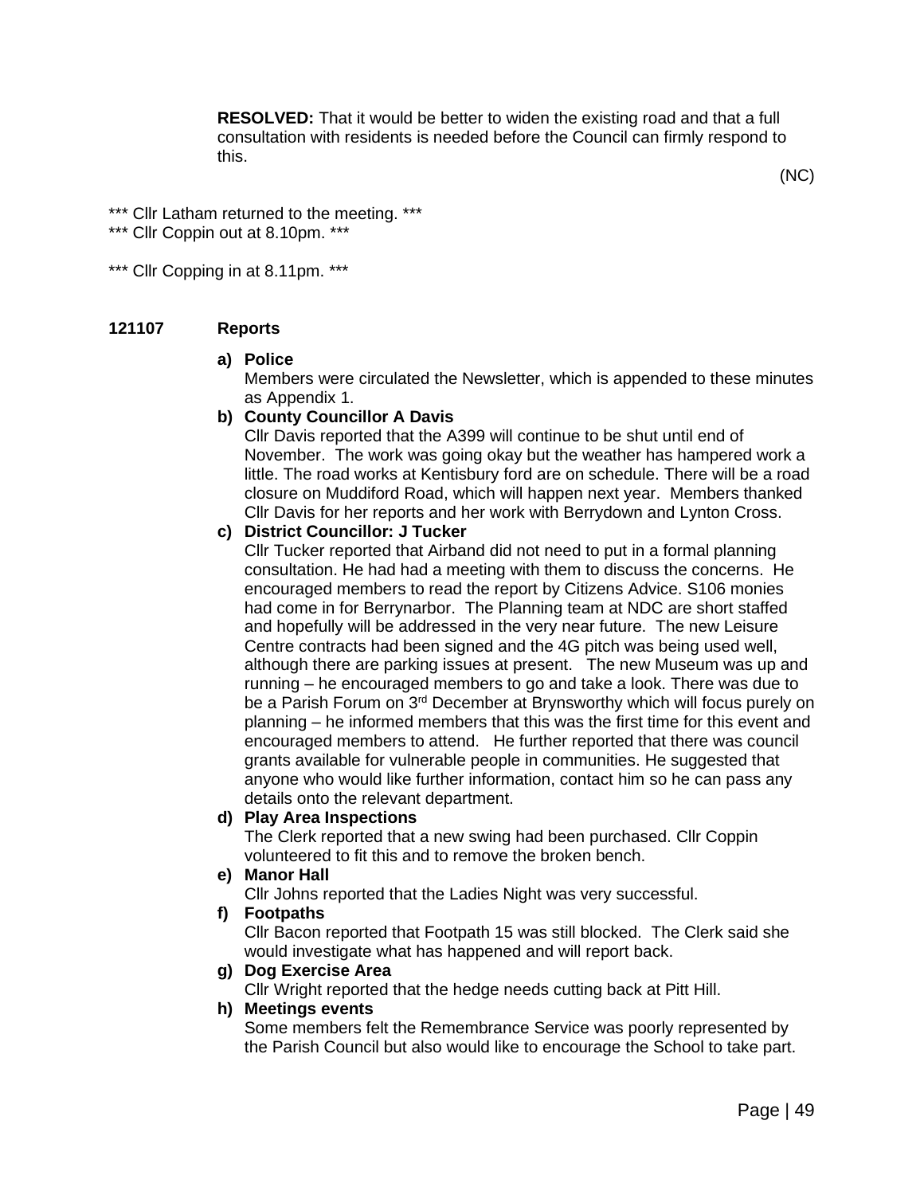**RESOLVED:** That it would be better to widen the existing road and that a full consultation with residents is needed before the Council can firmly respond to this.

(NC)

*** Cllr Latham returned to the meeting. ***

*** Cllr Coppin out at 8.10pm. ***

*** Cllr Copping in at 8.11pm. ***

## 121107 Reports

**a) Police**

Members were circulated the Newsletter, which is appended to these minutes as Appendix 1.

**b) County Councillor A Davis**

Cllr Davis reported that the A399 will continue to be shut until end of November. The work was going okay but the weather has hampered work a little. The road works at Kentisbury ford are on schedule. There will be a road closure on Muddiford Road, which will happen next year. Members thanked Cllr Davis for her reports and her work with Berrydown and Lynton Cross.

**c) District Councillor: J Tucker**

Cllr Tucker reported that Airband did not need to put in a formal planning consultation. He had had a meeting with them to discuss the concerns. He encouraged members to read the report by Citizens Advice. S106 monies had come in for Berrynarbor. The Planning team at NDC are short staffed and hopefully will be addressed in the very near future. The new Leisure Centre contracts had been signed and the 4G pitch was being used well, although there are parking issues at present. The new Museum was up and running – he encouraged members to go and take a look. There was due to be a Parish Forum on 3rd December at Brynsworthy which will focus purely on planning – he informed members that this was the first time for this event and encouraged members to attend. He further reported that there was council grants available for vulnerable people in communities. He suggested that anyone who would like further information, contact him so he can pass any details onto the relevant department.

**d) Play Area Inspections**

The Clerk reported that a new swing had been purchased. Cllr Coppin volunteered to fit this and to remove the broken bench.

**e) Manor Hall**

Cllr Johns reported that the Ladies Night was very successful.

**f) Footpaths**

Cllr Bacon reported that Footpath 15 was still blocked. The Clerk said she would investigate what has happened and will report back.

**g) Dog Exercise Area**

Cllr Wright reported that the hedge needs cutting back at Pitt Hill.

**h) Meetings events**

Some members felt the Remembrance Service was poorly represented by the Parish Council but also would like to encourage the School to take part.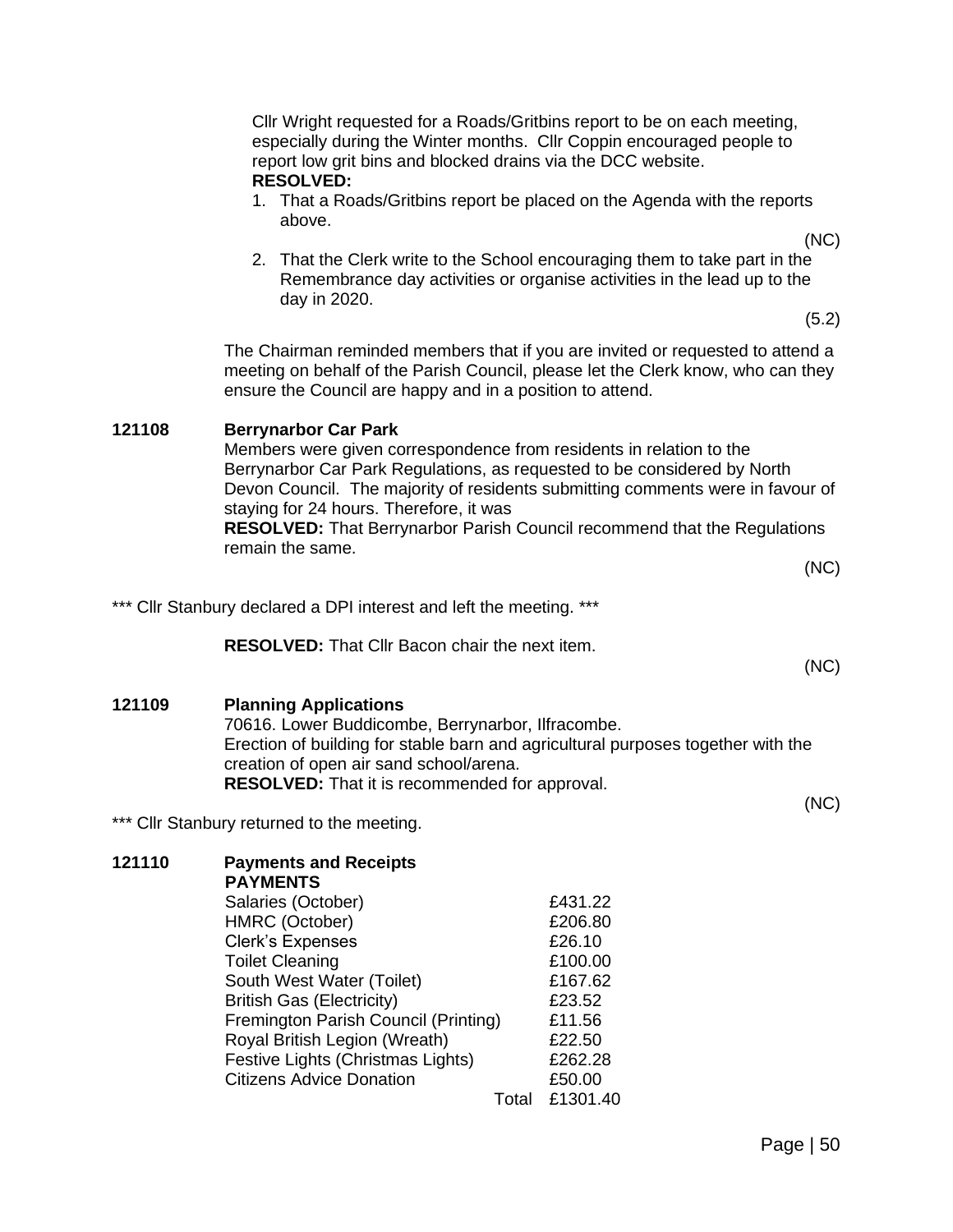Cllr Wright requested for a Roads/Gritbins report to be on each meeting, especially during the Winter months. Cllr Coppin encouraged people to report low grit bins and blocked drains via the DCC website.

**RESOLVED:**

1. That a Roads/Gritbins report be placed on the Agenda with the reports above.

(NC)

2. That the Clerk write to the School encouraging them to take part in the Remembrance day activities or organise activities in the lead up to the day in 2020.

(5.2)

The Chairman reminded members that if you are invited or requested to attend a meeting on behalf of the Parish Council, please let the Clerk know, who can they ensure the Council are happy and in a position to attend.

**121108 Berrynarbor Car Park**

Members were given correspondence from residents in relation to the Berrynarbor Car Park Regulations, as requested to be considered by North Devon Council. The majority of residents submitting comments were in favour of staying for 24 hours. Therefore, it was

**RESOLVED:** That Berrynarbor Parish Council recommend that the Regulations remain the same.

(NC)

*** Cllr Stanbury declared a DPI interest and left the meeting. ***

**RESOLVED:** That Cllr Bacon chair the next item.

(NC)

**121109 Planning Applications**

70616. Lower Buddicombe, Berrynarbor, Ilfracombe.
Erection of building for stable barn and agricultural purposes together with the creation of open air sand school/arena.

**RESOLVED:** That it is recommended for approval.

(NC)

*** Cllr Stanbury returned to the meeting.

**121110 Payments and Receipts**

**PAYMENTS**

| | |
|---|---|
| Salaries (October) | £431.22 |
| HMRC (October) | £206.80 |
| Clerk's Expenses | £26.10 |
| Toilet Cleaning | £100.00 |
| South West Water (Toilet) | £167.62 |
| British Gas (Electricity) | £23.52 |
| Fremington Parish Council (Printing) | £11.56 |
| Royal British Legion (Wreath) | £22.50 |
| Festive Lights (Christmas Lights) | £262.28 |
| Citizens Advice Donation | £50.00 |
| Total | £1301.40 |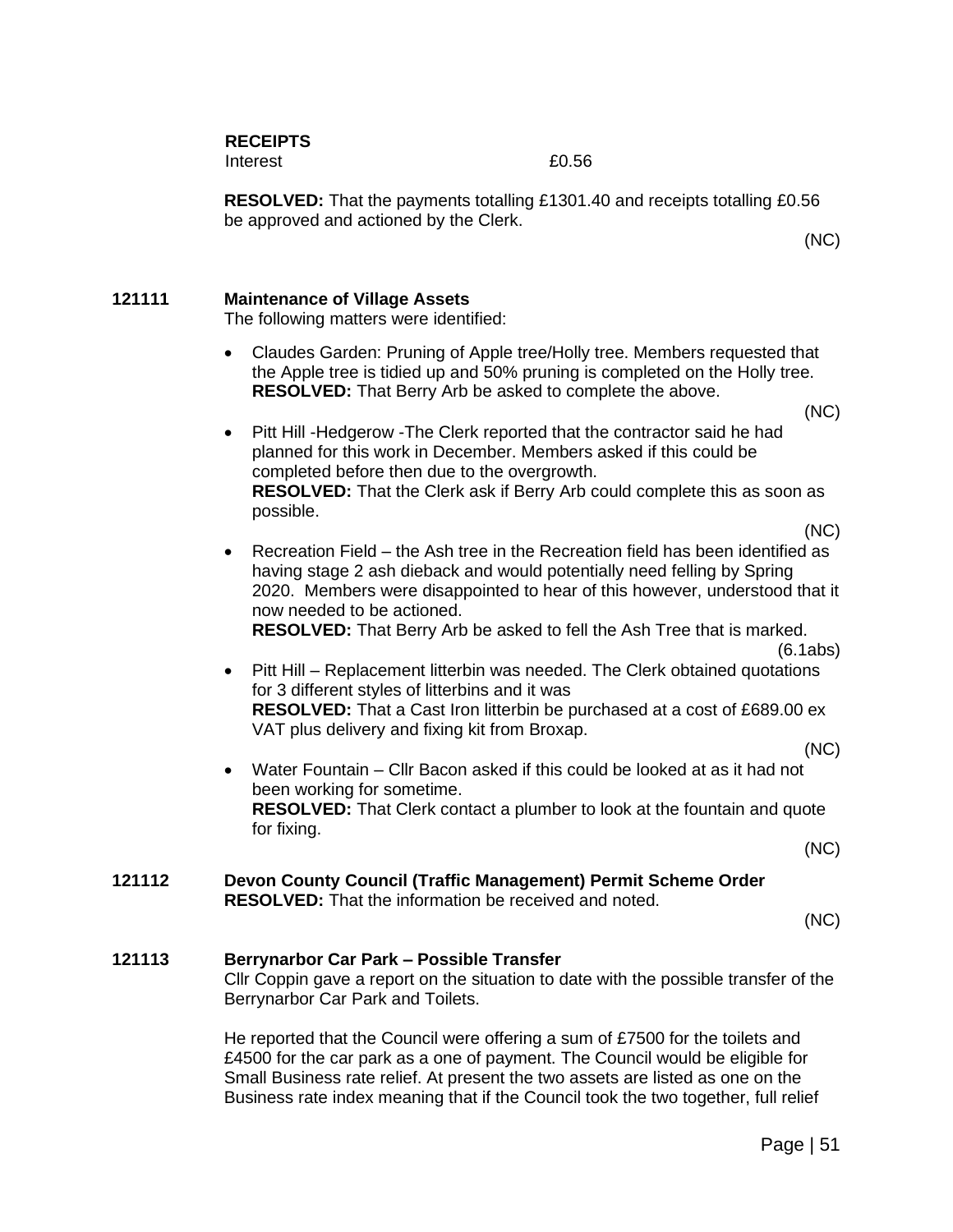**RECEIPTS**

Interest £0.56

**RESOLVED:** That the payments totalling £1301.40 and receipts totalling £0.56 be approved and actioned by the Clerk.

(NC)

**121111 Maintenance of Village Assets**

The following matters were identified:

- Claudes Garden: Pruning of Apple tree/Holly tree. Members requested that the Apple tree is tidied up and 50% pruning is completed on the Holly tree. **RESOLVED:** That Berry Arb be asked to complete the above.

  (NC)

- Pitt Hill -Hedgerow -The Clerk reported that the contractor said he had planned for this work in December. Members asked if this could be completed before then due to the overgrowth. **RESOLVED:** That the Clerk ask if Berry Arb could complete this as soon as possible.

  (NC)

- Recreation Field – the Ash tree in the Recreation field has been identified as having stage 2 ash dieback and would potentially need felling by Spring 2020. Members were disappointed to hear of this however, understood that it now needed to be actioned. **RESOLVED:** That Berry Arb be asked to fell the Ash Tree that is marked.

  (6.1abs)

- Pitt Hill – Replacement litterbin was needed. The Clerk obtained quotations for 3 different styles of litterbins and it was **RESOLVED:** That a Cast Iron litterbin be purchased at a cost of £689.00 ex VAT plus delivery and fixing kit from Broxap.

  (NC)

- Water Fountain – Cllr Bacon asked if this could be looked at as it had not been working for sometime. **RESOLVED:** That Clerk contact a plumber to look at the fountain and quote for fixing.

  (NC)

**121112 Devon County Council (Traffic Management) Permit Scheme Order**

**RESOLVED:** That the information be received and noted.

(NC)

**121113 Berrynarbor Car Park – Possible Transfer**

Cllr Coppin gave a report on the situation to date with the possible transfer of the Berrynarbor Car Park and Toilets.

He reported that the Council were offering a sum of £7500 for the toilets and £4500 for the car park as a one of payment. The Council would be eligible for Small Business rate relief. At present the two assets are listed as one on the Business rate index meaning that if the Council took the two together, full relief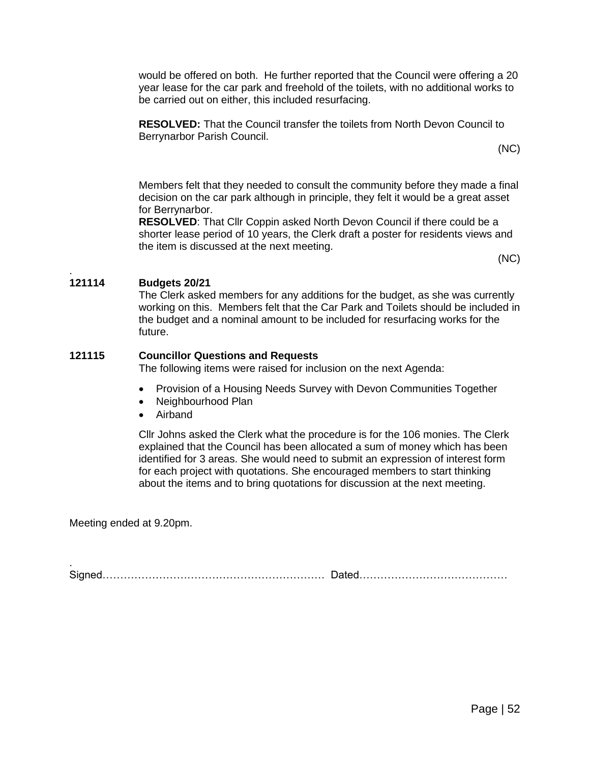would be offered on both. He further reported that the Council were offering a 20 year lease for the car park and freehold of the toilets, with no additional works to be carried out on either, this included resurfacing.

**RESOLVED:** That the Council transfer the toilets from North Devon Council to Berrynarbor Parish Council.

(NC)

Members felt that they needed to consult the community before they made a final decision on the car park although in principle, they felt it would be a great asset for Berrynarbor.

**RESOLVED**: That Cllr Coppin asked North Devon Council if there could be a shorter lease period of 10 years, the Clerk draft a poster for residents views and the item is discussed at the next meeting.

(NC)

.

**121114 Budgets 20/21**

The Clerk asked members for any additions for the budget, as she was currently working on this. Members felt that the Car Park and Toilets should be included in the budget and a nominal amount to be included for resurfacing works for the future.

**121115 Councillor Questions and Requests**

The following items were raised for inclusion on the next Agenda:

- Provision of a Housing Needs Survey with Devon Communities Together
- Neighbourhood Plan
- Airband

Cllr Johns asked the Clerk what the procedure is for the 106 monies. The Clerk explained that the Council has been allocated a sum of money which has been identified for 3 areas. She would need to submit an expression of interest form for each project with quotations. She encouraged members to start thinking about the items and to bring quotations for discussion at the next meeting.

Meeting ended at 9.20pm.

.

Signed……………………………………………………… Dated……………………………………